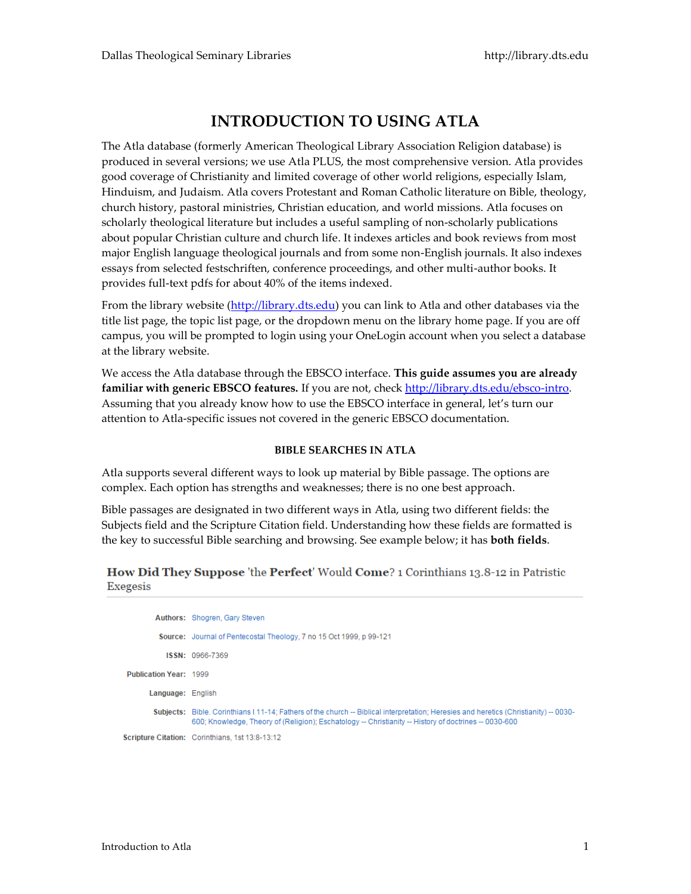# INTRODUCTION TO USING ATLA

The Atla database (formerly American Theological Library Association Religion database) is produced in several versions; we use Atla PLUS, the most comprehensive version. Atla provides good coverage of Christianity and limited coverage of other world religions, especially Islam, Hinduism, and Judaism. Atla covers Protestant and Roman Catholic literature on Bible, theology, church history, pastoral ministries, Christian education, and world missions. Atla focuses on scholarly theological literature but includes a useful sampling of non-scholarly publications about popular Christian culture and church life. It indexes articles and book reviews from most major English language theological journals and from some non-English journals. It also indexes essays from selected festschriften, conference proceedings, and other multi-author books. It provides full-text pdfs for about 40% of the items indexed.

From the library website (http://library.dts.edu) you can link to Atla and other databases via the title list page, the topic list page, or the dropdown menu on the library home page. If you are off campus, you will be prompted to login using your OneLogin account when you select a database at the library website.

We access the Atla database through the EBSCO interface. **This guide assumes you are already familiar with generic EBSCO features.** If you are not, check http://library.dts.edu/ebsco-intro. Assuming that you already know how to use the EBSCO interface in general, let's turn our attention to Atla-specific issues not covered in the generic EBSCO documentation.

### BIBLE SEARCHES IN ATLA

Atla supports several different ways to look up material by Bible passage. The options are complex. Each option has strengths and weaknesses; there is no one best approach.

Bible passages are designated in two different ways in Atla, using two different fields: the Subjects field and the Scripture Citation field. Understanding how these fields are formatted is the key to successful Bible searching and browsing. See example below; it has **both fields**.

**How Did They Suppose** 'the **Perfect**' Would **Come**? 1 Corinthians 13.8-12 in Patristic Exegesis

| | |
|---|---|
| **Authors:** | Shogren, Gary Steven |
| **Source:** | Journal of Pentecostal Theology, 7 no 15 Oct 1999, p 99-121 |
| **ISSN:** | 0966-7369 |
| **Publication Year:** | 1999 |
| **Language:** | English |
| **Subjects:** | Bible. Corinthians I 11-14; Fathers of the church -- Biblical interpretation; Heresies and heretics (Christianity) -- 0030-600; Knowledge, Theory of (Religion); Eschatology -- Christianity -- History of doctrines -- 0030-600 |
| **Scripture Citation:** | Corinthians, 1st 13:8-13:12 |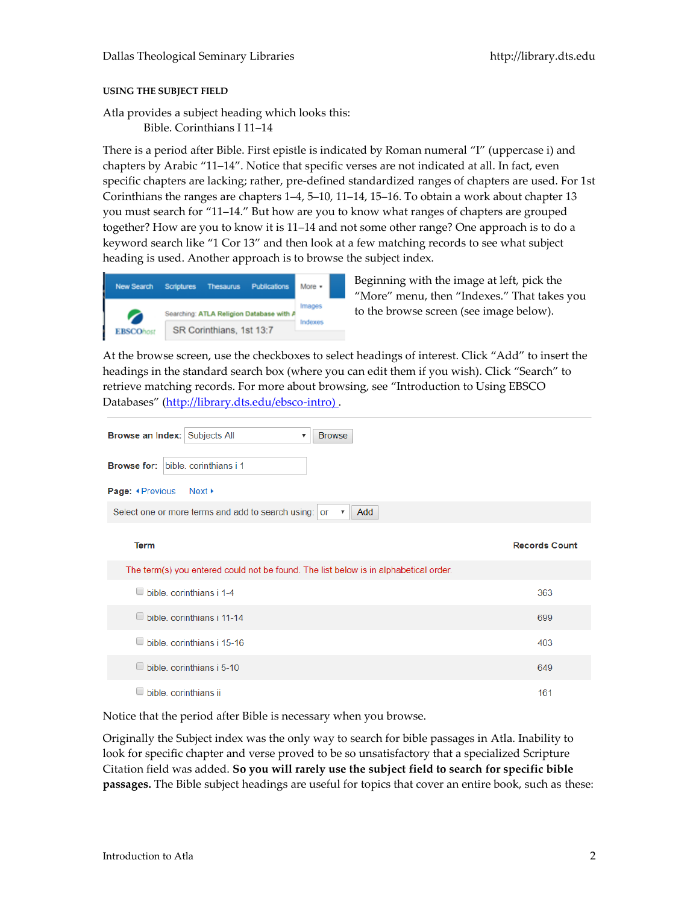### USING THE SUBJECT FIELD

Atla provides a subject heading which looks this:

Bible. Corinthians I 11–14

There is a period after Bible. First epistle is indicated by Roman numeral "I" (uppercase i) and chapters by Arabic "11–14". Notice that specific verses are not indicated at all. In fact, even specific chapters are lacking; rather, pre-defined standardized ranges of chapters are used. For 1st Corinthians the ranges are chapters 1–4, 5–10, 11–14, 15–16. To obtain a work about chapter 13 you must search for "11–14." But how are you to know what ranges of chapters are grouped together? How are you to know it is 11–14 and not some other range? One approach is to do a keyword search like "1 Cor 13" and then look at a few matching records to see what subject heading is used. Another approach is to browse the subject index.

New Search | Scriptures | Thesaurus | Publications | More ▾

Images
Indexes

Searching: ATLA Religion Database with A

SR Corinthians, 1st 13:7

Beginning with the image at left, pick the "More" menu, then "Indexes." That takes you to the browse screen (see image below).

At the browse screen, use the checkboxes to select headings of interest. Click "Add" to insert the headings in the standard search box (where you can edit them if you wish). Click "Search" to retrieve matching records. For more about browsing, see "Introduction to Using EBSCO Databases" (http://library.dts.edu/ebsco-intro) .

**Browse an Index:** Subjects All ▾ Browse

**Browse for:** bible. corinthians i 1

**Page:** ◂ Previous Next ▸

Select one or more terms and add to search using: or ▾ Add

| Term | Records Count |
|---|---|
| The term(s) you entered could not be found. The list below is in alphabetical order. | |
| bible. corinthians i 1-4 | 363 |
| bible. corinthians i 11-14 | 699 |
| bible. corinthians i 15-16 | 403 |
| bible. corinthians i 5-10 | 649 |
| bible. corinthians ii | 161 |

Notice that the period after Bible is necessary when you browse.

Originally the Subject index was the only way to search for bible passages in Atla. Inability to look for specific chapter and verse proved to be so unsatisfactory that a specialized Scripture Citation field was added. **So you will rarely use the subject field to search for specific bible passages.** The Bible subject headings are useful for topics that cover an entire book, such as these: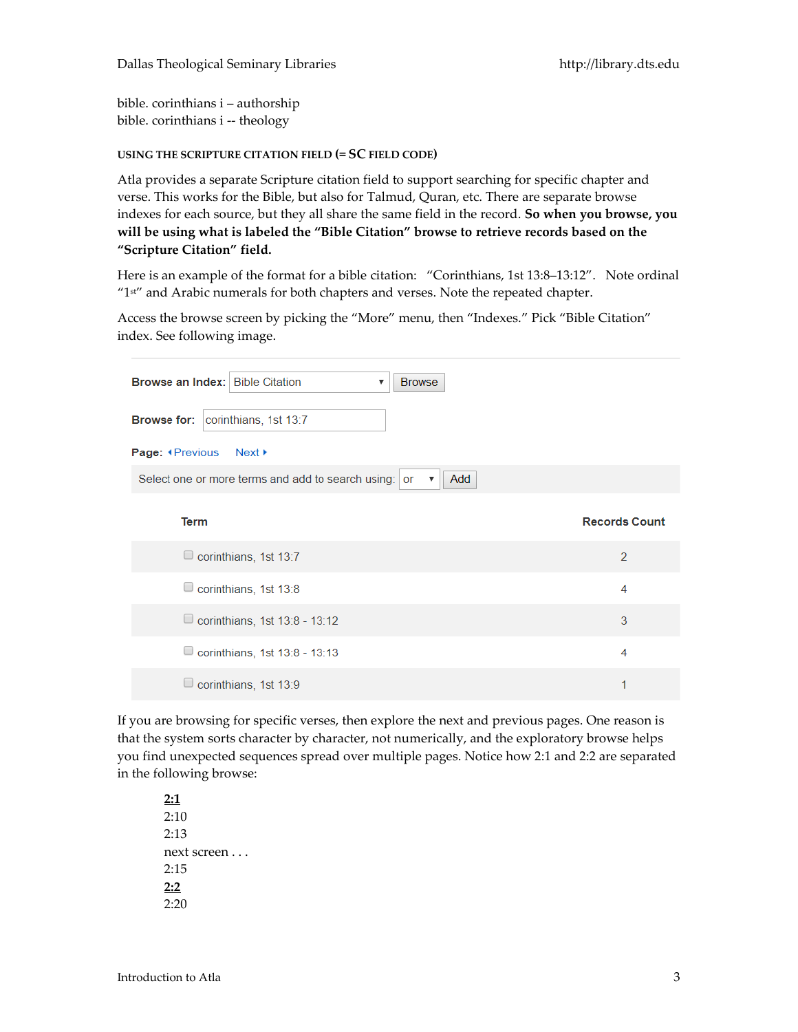bible. corinthians i – authorship
bible. corinthians i -- theology

#### USING THE SCRIPTURE CITATION FIELD (= SC FIELD CODE)

Atla provides a separate Scripture citation field to support searching for specific chapter and verse. This works for the Bible, but also for Talmud, Quran, etc. There are separate browse indexes for each source, but they all share the same field in the record. **So when you browse, you will be using what is labeled the "Bible Citation" browse to retrieve records based on the "Scripture Citation" field.**

Here is an example of the format for a bible citation: "Corinthians, 1st 13:8–13:12". Note ordinal "1st" and Arabic numerals for both chapters and verses. Note the repeated chapter.

Access the browse screen by picking the "More" menu, then "Indexes." Pick "Bible Citation" index. See following image.

**Browse an Index:** Bible Citation [Browse]

**Browse for:** corinthians, 1st 13:7

**Page:** ◂Previous Next ▸

Select one or more terms and add to search using: or [Add]

| Term | Records Count |
|---|---|
| corinthians, 1st 13:7 | 2 |
| corinthians, 1st 13:8 | 4 |
| corinthians, 1st 13:8 - 13:12 | 3 |
| corinthians, 1st 13:8 - 13:13 | 4 |
| corinthians, 1st 13:9 | 1 |

If you are browsing for specific verses, then explore the next and previous pages. One reason is that the system sorts character by character, not numerically, and the exploratory browse helps you find unexpected sequences spread over multiple pages. Notice how 2:1 and 2:2 are separated in the following browse:

**2:1**
2:10
2:13
next screen . . .
2:15
**2:2**
2:20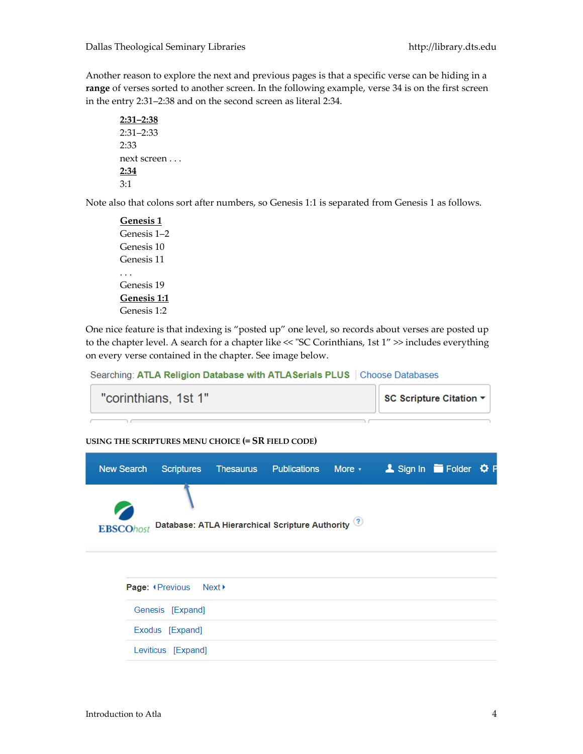Another reason to explore the next and previous pages is that a specific verse can be hiding in a **range** of verses sorted to another screen. In the following example, verse 34 is on the first screen in the entry 2:31–2:38 and on the second screen as literal 2:34.

> **2:31–2:38**
> 2:31–2:33
> 2:33
> next screen . . .
> **2:34**
> 3:1

Note also that colons sort after numbers, so Genesis 1:1 is separated from Genesis 1 as follows.

> **Genesis 1**
> Genesis 1–2
> Genesis 10
> Genesis 11
> . . .
> Genesis 19
> **Genesis 1:1**
> Genesis 1:2

One nice feature is that indexing is "posted up" one level, so records about verses are posted up to the chapter level. A search for a chapter like << "SC Corinthians, 1st 1" >> includes everything on every verse contained in the chapter. See image below.

Searching: ATLA Religion Database with ATLASerials PLUS | Choose Databases

"corinthians, 1st 1" | SC Scripture Citation

USING THE SCRIPTURES MENU CHOICE (= SR FIELD CODE)

New Search | Scriptures | Thesaurus | Publications | More | Sign In | Folder

EBSCOhost Database: ATLA Hierarchical Scripture Authority

Page: Previous Next

Genesis [Expand]

Exodus [Expand]

Leviticus [Expand]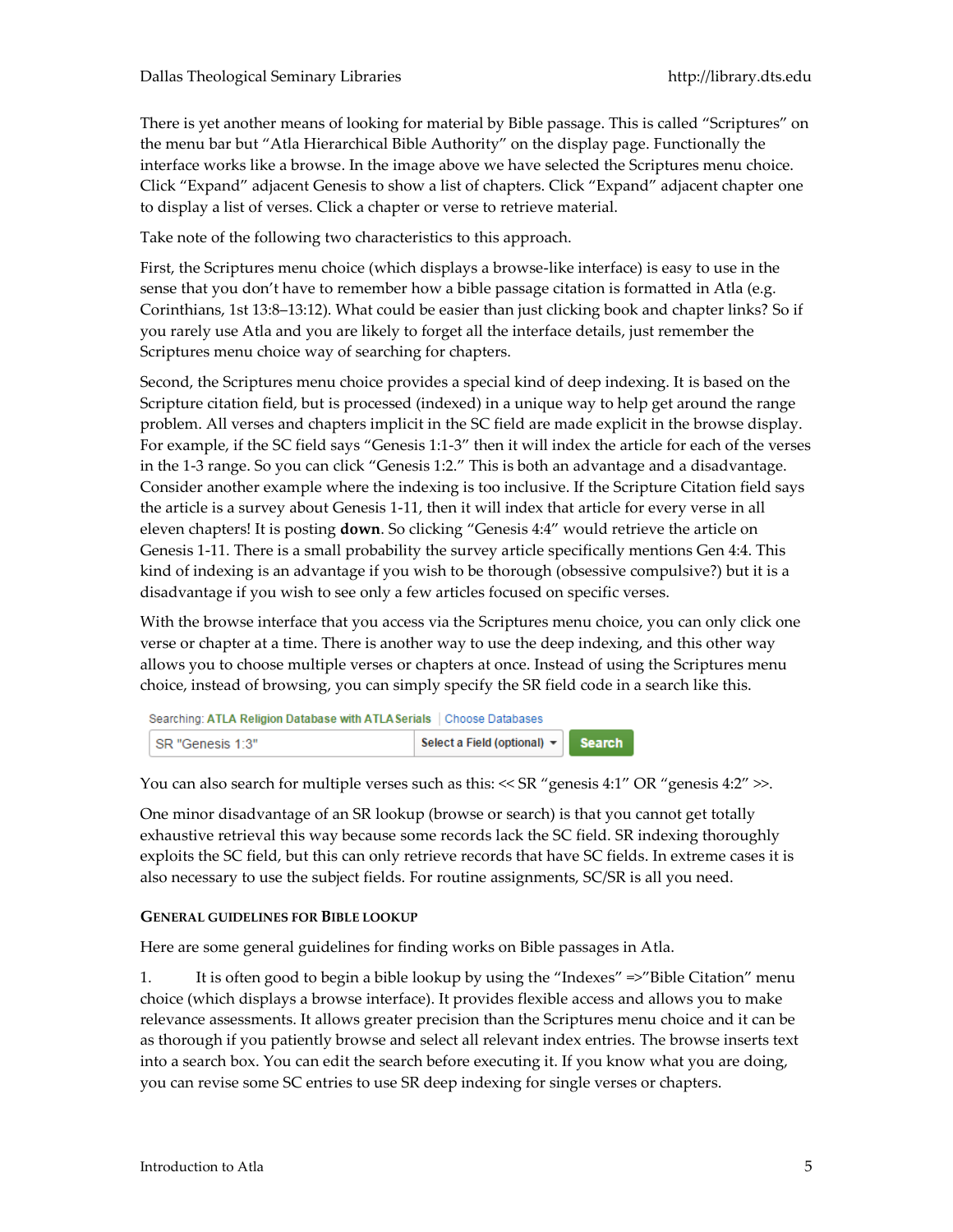There is yet another means of looking for material by Bible passage. This is called "Scriptures" on the menu bar but "Atla Hierarchical Bible Authority" on the display page. Functionally the interface works like a browse. In the image above we have selected the Scriptures menu choice. Click "Expand" adjacent Genesis to show a list of chapters. Click "Expand" adjacent chapter one to display a list of verses. Click a chapter or verse to retrieve material.

Take note of the following two characteristics to this approach.

First, the Scriptures menu choice (which displays a browse-like interface) is easy to use in the sense that you don't have to remember how a bible passage citation is formatted in Atla (e.g. Corinthians, 1st 13:8–13:12). What could be easier than just clicking book and chapter links? So if you rarely use Atla and you are likely to forget all the interface details, just remember the Scriptures menu choice way of searching for chapters.

Second, the Scriptures menu choice provides a special kind of deep indexing. It is based on the Scripture citation field, but is processed (indexed) in a unique way to help get around the range problem. All verses and chapters implicit in the SC field are made explicit in the browse display. For example, if the SC field says "Genesis 1:1-3" then it will index the article for each of the verses in the 1-3 range. So you can click "Genesis 1:2." This is both an advantage and a disadvantage. Consider another example where the indexing is too inclusive. If the Scripture Citation field says the article is a survey about Genesis 1-11, then it will index that article for every verse in all eleven chapters! It is posting **down**. So clicking "Genesis 4:4" would retrieve the article on Genesis 1-11. There is a small probability the survey article specifically mentions Gen 4:4. This kind of indexing is an advantage if you wish to be thorough (obsessive compulsive?) but it is a disadvantage if you wish to see only a few articles focused on specific verses.

With the browse interface that you access via the Scriptures menu choice, you can only click one verse or chapter at a time. There is another way to use the deep indexing, and this other way allows you to choose multiple verses or chapters at once. Instead of using the Scriptures menu choice, instead of browsing, you can simply specify the SR field code in a search like this.

Searching: ATLA Religion Database with ATLASerials | Choose Databases

SR "Genesis 1:3" | Select a Field (optional) | Search

You can also search for multiple verses such as this: << SR "genesis 4:1" OR "genesis 4:2" >>.

One minor disadvantage of an SR lookup (browse or search) is that you cannot get totally exhaustive retrieval this way because some records lack the SC field. SR indexing thoroughly exploits the SC field, but this can only retrieve records that have SC fields. In extreme cases it is also necessary to use the subject fields. For routine assignments, SC/SR is all you need.

#### General Guidelines for Bible Lookup

Here are some general guidelines for finding works on Bible passages in Atla.

1. It is often good to begin a bible lookup by using the "Indexes" =>"Bible Citation" menu choice (which displays a browse interface). It provides flexible access and allows you to make relevance assessments. It allows greater precision than the Scriptures menu choice and it can be as thorough if you patiently browse and select all relevant index entries. The browse inserts text into a search box. You can edit the search before executing it. If you know what you are doing, you can revise some SC entries to use SR deep indexing for single verses or chapters.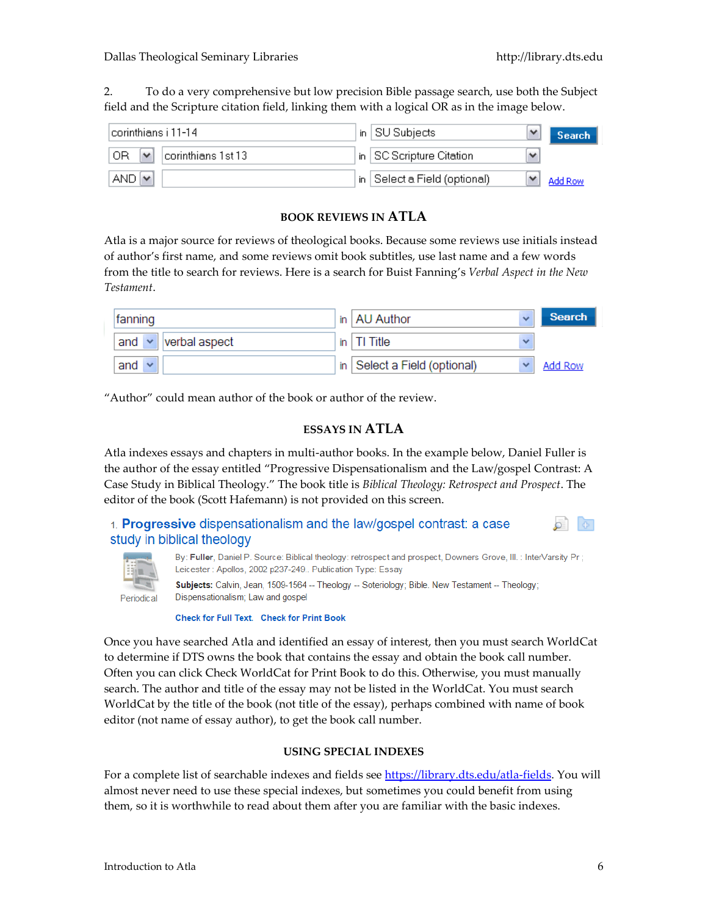2. To do a very comprehensive but low precision Bible passage search, use both the Subject field and the Scripture citation field, linking them with a logical OR as in the image below.

| | | in | |
|---|---|---|---|
| | corinthians i 11-14 | in | SU Subjects |
| OR | corinthians 1st 13 | in | SC Scripture Citation |
| AND | | in | Select a Field (optional) |

## BOOK REVIEWS IN ATLA

Atla is a major source for reviews of theological books. Because some reviews use initials instead of author's first name, and some reviews omit book subtitles, use last name and a few words from the title to search for reviews. Here is a search for Buist Fanning's *Verbal Aspect in the New Testament*.

| | | in | |
|---|---|---|---|
| | fanning | in | AU Author |
| and | verbal aspect | in | TI Title |
| and | | in | Select a Field (optional) |

"Author" could mean author of the book or author of the review.

## ESSAYS IN ATLA

Atla indexes essays and chapters in multi-author books. In the example below, Daniel Fuller is the author of the essay entitled "Progressive Dispensationalism and the Law/gospel Contrast: A Case Study in Biblical Theology." The book title is *Biblical Theology: Retrospect and Prospect*. The editor of the book (Scott Hafemann) is not provided on this screen.

1. **Progressive** dispensationalism and the law/gospel contrast: a case study in biblical theology

By: **Fuller**, Daniel P. Source: Biblical theology: retrospect and prospect, Downers Grove, Ill. : InterVarsity Pr ; Leicester : Apollos, 2002 p237-249.. Publication Type: Essay

**Subjects:** Calvin, Jean, 1509-1564 -- Theology -- Soteriology; Bible. New Testament -- Theology; Dispensationalism; Law and gospel

Periodical

Check for Full Text. Check for Print Book

Once you have searched Atla and identified an essay of interest, then you must search WorldCat to determine if DTS owns the book that contains the essay and obtain the book call number. Often you can click Check WorldCat for Print Book to do this. Otherwise, you must manually search. The author and title of the essay may not be listed in the WorldCat. You must search WorldCat by the title of the book (not title of the essay), perhaps combined with name of book editor (not name of essay author), to get the book call number.

## USING SPECIAL INDEXES

For a complete list of searchable indexes and fields see https://library.dts.edu/atla-fields. You will almost never need to use these special indexes, but sometimes you could benefit from using them, so it is worthwhile to read about them after you are familiar with the basic indexes.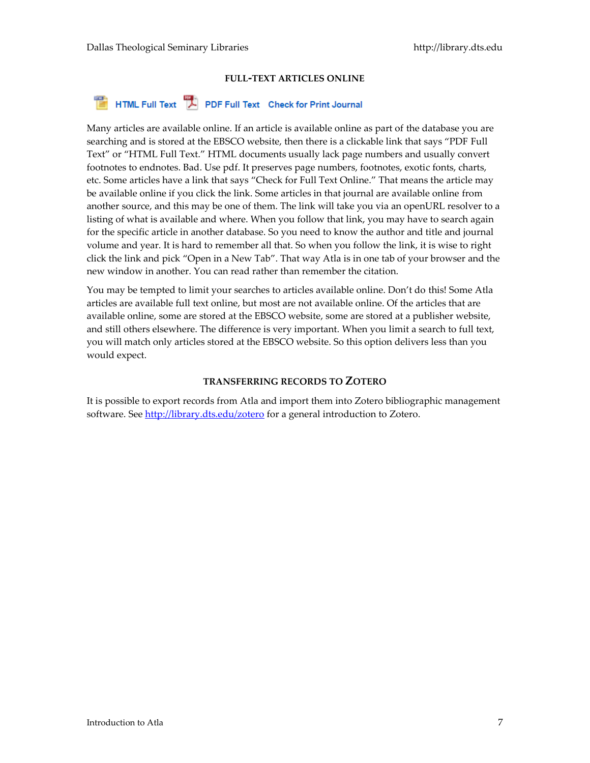## FULL-TEXT ARTICLES ONLINE

HTML Full Text PDF Full Text Check for Print Journal

Many articles are available online. If an article is available online as part of the database you are searching and is stored at the EBSCO website, then there is a clickable link that says "PDF Full Text" or "HTML Full Text." HTML documents usually lack page numbers and usually convert footnotes to endnotes. Bad. Use pdf. It preserves page numbers, footnotes, exotic fonts, charts, etc. Some articles have a link that says "Check for Full Text Online." That means the article may be available online if you click the link. Some articles in that journal are available online from another source, and this may be one of them. The link will take you via an openURL resolver to a listing of what is available and where. When you follow that link, you may have to search again for the specific article in another database. So you need to know the author and title and journal volume and year. It is hard to remember all that. So when you follow the link, it is wise to right click the link and pick "Open in a New Tab". That way Atla is in one tab of your browser and the new window in another. You can read rather than remember the citation.

You may be tempted to limit your searches to articles available online. Don't do this! Some Atla articles are available full text online, but most are not available online. Of the articles that are available online, some are stored at the EBSCO website, some are stored at a publisher website, and still others elsewhere. The difference is very important. When you limit a search to full text, you will match only articles stored at the EBSCO website. So this option delivers less than you would expect.

## TRANSFERRING RECORDS TO ZOTERO

It is possible to export records from Atla and import them into Zotero bibliographic management software. See http://library.dts.edu/zotero for a general introduction to Zotero.